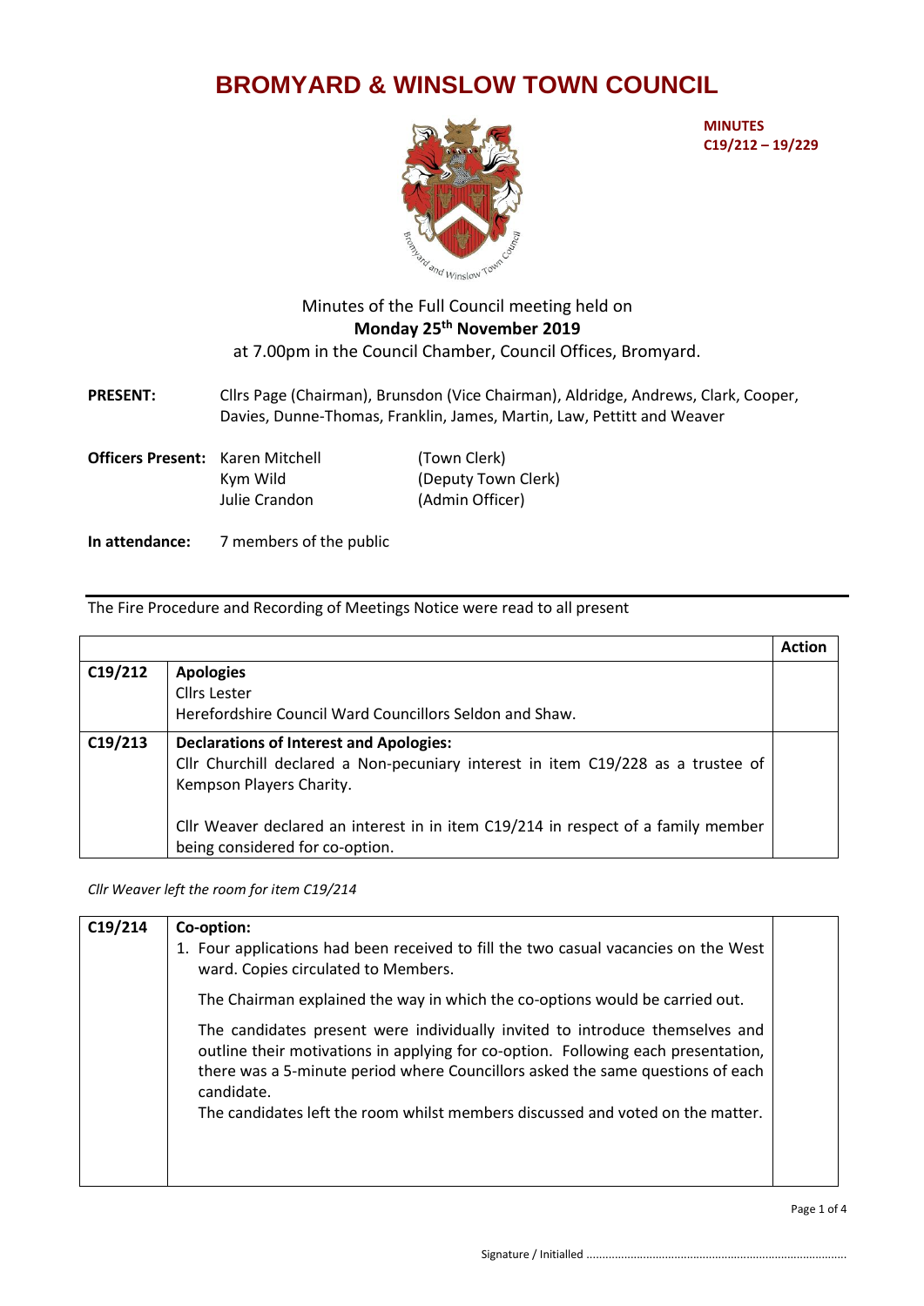# BROMYARD & WINSLOW TOWN COUNCIL

**MINUTES**
**C19/212 – 19/229**

Minutes of the Full Council meeting held on
**Monday 25th November 2019**
at 7.00pm in the Council Chamber, Council Offices, Bromyard.

**PRESENT:** Cllrs Page (Chairman), Brunsdon (Vice Chairman), Aldridge, Andrews, Clark, Cooper, Davies, Dunne-Thomas, Franklin, James, Martin, Law, Pettitt and Weaver

**Officers Present:** Karen Mitchell (Town Clerk)
Kym Wild (Deputy Town Clerk)
Julie Crandon (Admin Officer)

**In attendance:** 7 members of the public

The Fire Procedure and Recording of Meetings Notice were read to all present

| | | **Action** |
|---|---|---|
| C19/212 | **Apologies**<br>Cllrs Lester<br>Herefordshire Council Ward Councillors Seldon and Shaw. | |
| C19/213 | **Declarations of Interest and Apologies:**<br>Cllr Churchill declared a Non-pecuniary interest in item C19/228 as a trustee of Kempson Players Charity.<br><br>Cllr Weaver declared an interest in in item C19/214 in respect of a family member being considered for co-option. | |

*Cllr Weaver left the room for item C19/214*

| | | |
|---|---|---|
| C19/214 | **Co-option:**<br>1. Four applications had been received to fill the two casual vacancies on the West ward. Copies circulated to Members.<br><br>The Chairman explained the way in which the co-options would be carried out.<br><br>The candidates present were individually invited to introduce themselves and outline their motivations in applying for co-option. Following each presentation, there was a 5-minute period where Councillors asked the same questions of each candidate.<br>The candidates left the room whilst members discussed and voted on the matter. | |

Signature / Initialled ..................................................................................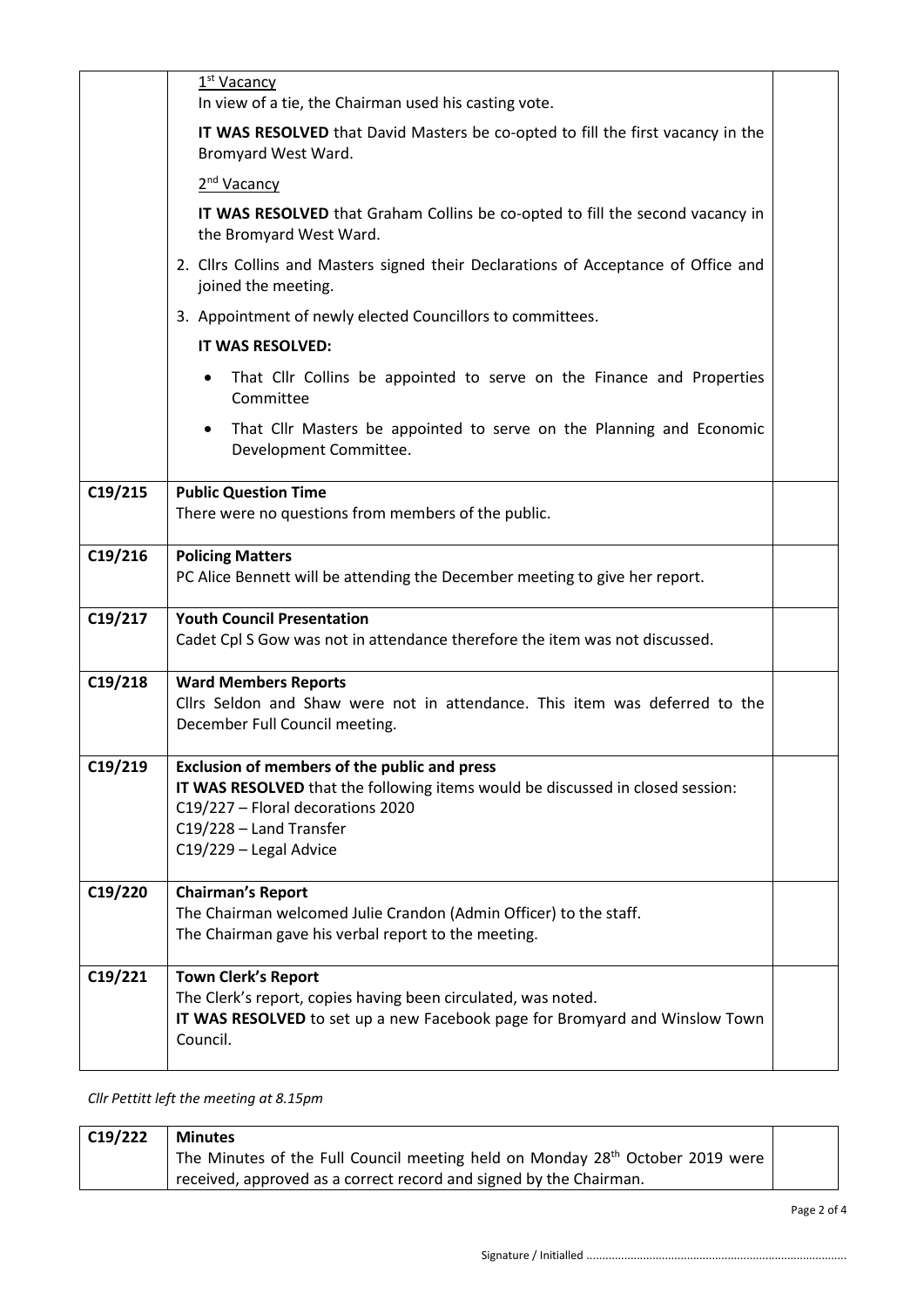| | | |
|---|---|---|
| | 1st Vacancy<br>In view of a tie, the Chairman used his casting vote.<br>**IT WAS RESOLVED** that David Masters be co-opted to fill the first vacancy in the Bromyard West Ward.<br>2nd Vacancy<br>**IT WAS RESOLVED** that Graham Collins be co-opted to fill the second vacancy in the Bromyard West Ward.<br>2. Cllrs Collins and Masters signed their Declarations of Acceptance of Office and joined the meeting.<br>3. Appointment of newly elected Councillors to committees.<br>**IT WAS RESOLVED:**<br>• That Cllr Collins be appointed to serve on the Finance and Properties Committee<br>• That Cllr Masters be appointed to serve on the Planning and Economic Development Committee. | |
| C19/215 | **Public Question Time**<br>There were no questions from members of the public. | |
| C19/216 | **Policing Matters**<br>PC Alice Bennett will be attending the December meeting to give her report. | |
| C19/217 | **Youth Council Presentation**<br>Cadet Cpl S Gow was not in attendance therefore the item was not discussed. | |
| C19/218 | **Ward Members Reports**<br>Cllrs Seldon and Shaw were not in attendance. This item was deferred to the December Full Council meeting. | |
| C19/219 | **Exclusion of members of the public and press**<br>**IT WAS RESOLVED** that the following items would be discussed in closed session:<br>C19/227 – Floral decorations 2020<br>C19/228 – Land Transfer<br>C19/229 – Legal Advice | |
| C19/220 | **Chairman's Report**<br>The Chairman welcomed Julie Crandon (Admin Officer) to the staff.<br>The Chairman gave his verbal report to the meeting. | |
| C19/221 | **Town Clerk's Report**<br>The Clerk's report, copies having been circulated, was noted.<br>**IT WAS RESOLVED** to set up a new Facebook page for Bromyard and Winslow Town Council. | |

*Cllr Pettitt left the meeting at 8.15pm*

| | | |
|---|---|---|
| C19/222 | **Minutes**<br>The Minutes of the Full Council meeting held on Monday 28th October 2019 were received, approved as a correct record and signed by the Chairman. | |

Signature / Initialled ..................................................................................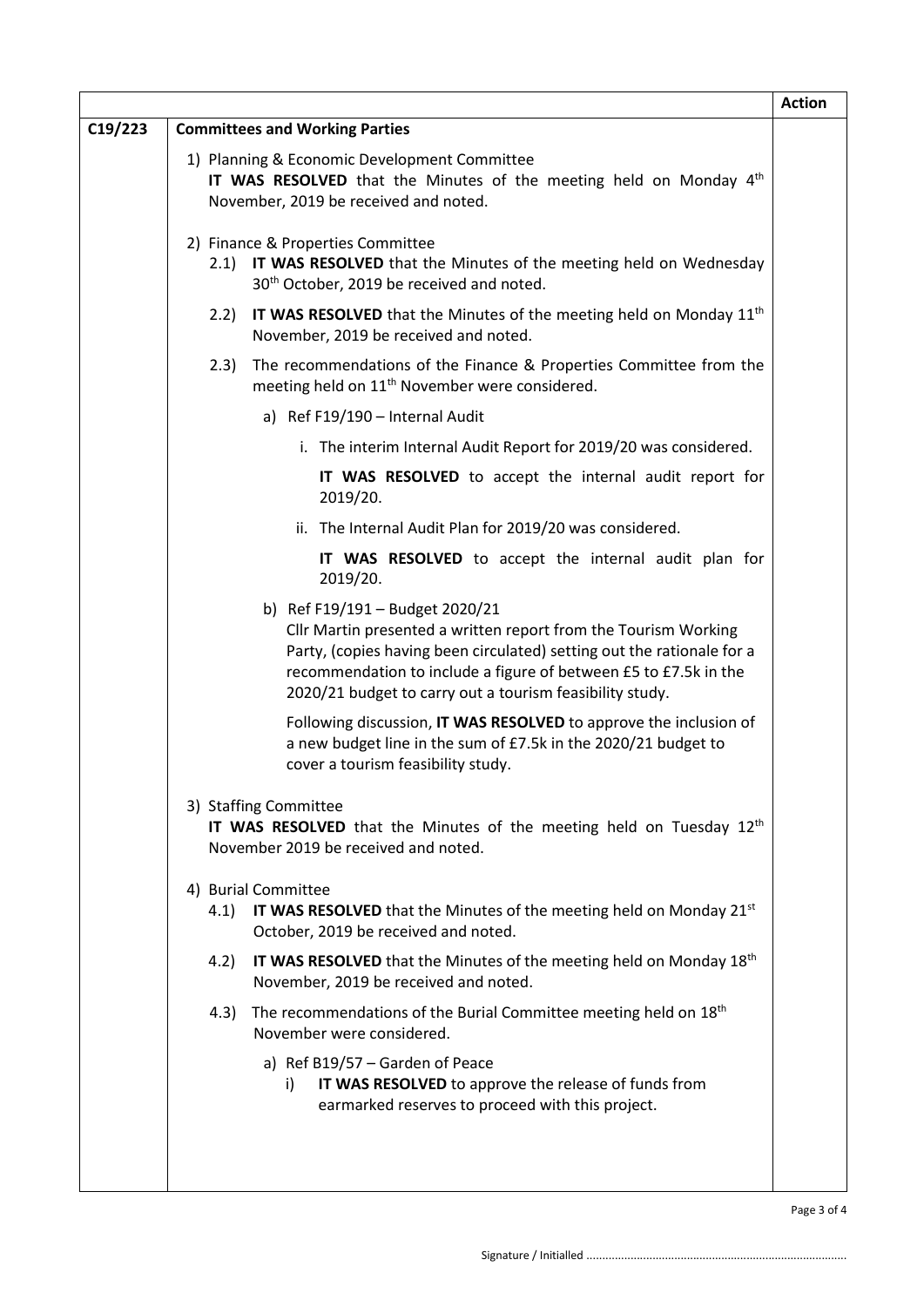| | | Action |
|---|---|---|
| C19/223 | **Committees and Working Parties**<br><br>1) Planning & Economic Development Committee<br>**IT WAS RESOLVED** that the Minutes of the meeting held on Monday 4th November, 2019 be received and noted.<br><br>2) Finance & Properties Committee<br>2.1) **IT WAS RESOLVED** that the Minutes of the meeting held on Wednesday 30th October, 2019 be received and noted.<br>2.2) **IT WAS RESOLVED** that the Minutes of the meeting held on Monday 11th November, 2019 be received and noted.<br>2.3) The recommendations of the Finance & Properties Committee from the meeting held on 11th November were considered.<br>a) Ref F19/190 – Internal Audit<br>i. The interim Internal Audit Report for 2019/20 was considered.<br>**IT WAS RESOLVED** to accept the internal audit report for 2019/20.<br>ii. The Internal Audit Plan for 2019/20 was considered.<br>**IT WAS RESOLVED** to accept the internal audit plan for 2019/20.<br>b) Ref F19/191 – Budget 2020/21<br>Cllr Martin presented a written report from the Tourism Working Party, (copies having been circulated) setting out the rationale for a recommendation to include a figure of between £5 to £7.5k in the 2020/21 budget to carry out a tourism feasibility study.<br>Following discussion, **IT WAS RESOLVED** to approve the inclusion of a new budget line in the sum of £7.5k in the 2020/21 budget to cover a tourism feasibility study.<br><br>3) Staffing Committee<br>**IT WAS RESOLVED** that the Minutes of the meeting held on Tuesday 12th November 2019 be received and noted.<br><br>4) Burial Committee<br>4.1) **IT WAS RESOLVED** that the Minutes of the meeting held on Monday 21st October, 2019 be received and noted.<br>4.2) **IT WAS RESOLVED** that the Minutes of the meeting held on Monday 18th November, 2019 be received and noted.<br>4.3) The recommendations of the Burial Committee meeting held on 18th November were considered.<br>a) Ref B19/57 – Garden of Peace<br>i) **IT WAS RESOLVED** to approve the release of funds from earmarked reserves to proceed with this project. | |

Signature / Initialled ..................................................................................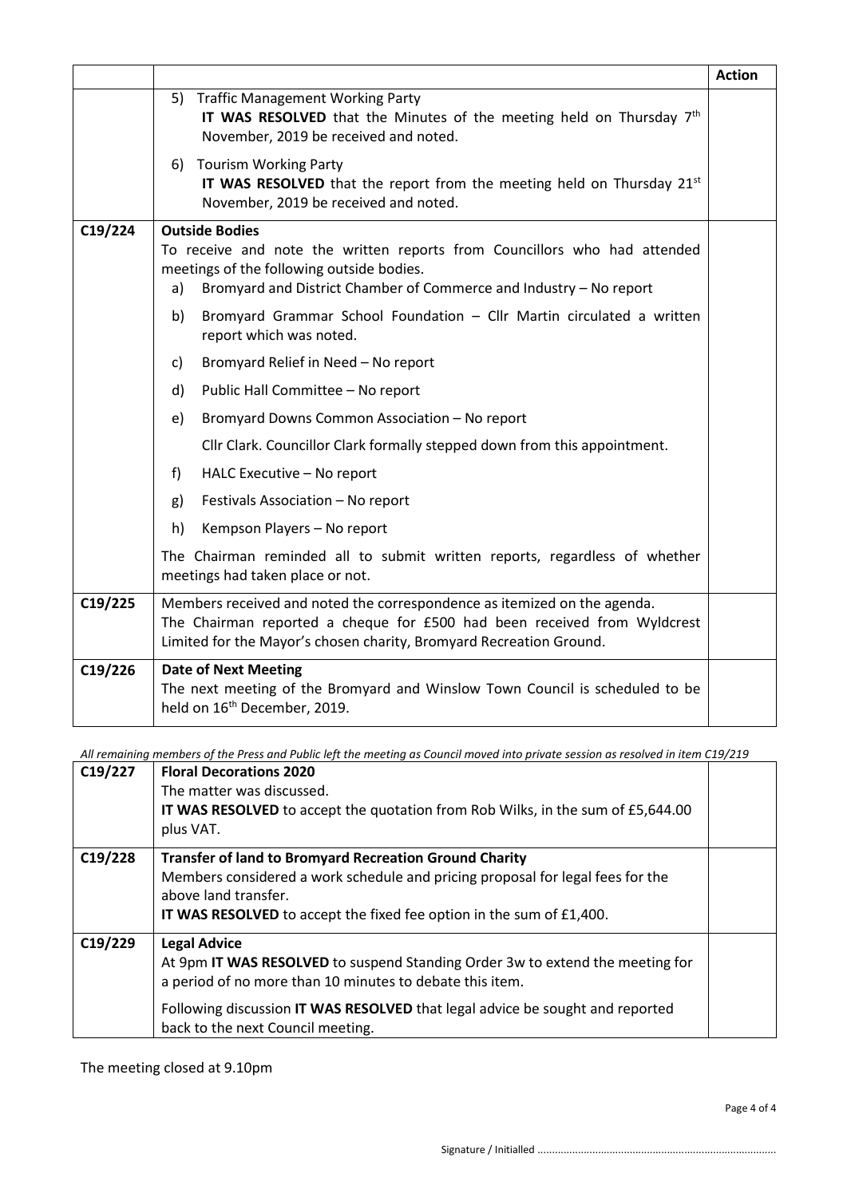| | | Action |
|---|---|---|
| | 5) Traffic Management Working Party<br>**IT WAS RESOLVED** that the Minutes of the meeting held on Thursday 7th November, 2019 be received and noted.<br><br>6) Tourism Working Party<br>**IT WAS RESOLVED** that the report from the meeting held on Thursday 21st November, 2019 be received and noted. | |
| C19/224 | **Outside Bodies**<br>To receive and note the written reports from Councillors who had attended meetings of the following outside bodies.<br>a) Bromyard and District Chamber of Commerce and Industry – No report<br>b) Bromyard Grammar School Foundation – Cllr Martin circulated a written report which was noted.<br>c) Bromyard Relief in Need – No report<br>d) Public Hall Committee – No report<br>e) Bromyard Downs Common Association – No report<br>Cllr Clark. Councillor Clark formally stepped down from this appointment.<br>f) HALC Executive – No report<br>g) Festivals Association – No report<br>h) Kempson Players – No report<br>The Chairman reminded all to submit written reports, regardless of whether meetings had taken place or not. | |
| C19/225 | Members received and noted the correspondence as itemized on the agenda.<br>The Chairman reported a cheque for £500 had been received from Wyldcrest Limited for the Mayor's chosen charity, Bromyard Recreation Ground. | |
| C19/226 | **Date of Next Meeting**<br>The next meeting of the Bromyard and Winslow Town Council is scheduled to be held on 16th December, 2019. | |

*All remaining members of the Press and Public left the meeting as Council moved into private session as resolved in item C19/219*

| | | |
|---|---|---|
| C19/227 | **Floral Decorations 2020**<br>The matter was discussed.<br>**IT WAS RESOLVED** to accept the quotation from Rob Wilks, in the sum of £5,644.00 plus VAT. | |
| C19/228 | **Transfer of land to Bromyard Recreation Ground Charity**<br>Members considered a work schedule and pricing proposal for legal fees for the above land transfer.<br>**IT WAS RESOLVED** to accept the fixed fee option in the sum of £1,400. | |
| C19/229 | **Legal Advice**<br>At 9pm **IT WAS RESOLVED** to suspend Standing Order 3w to extend the meeting for a period of no more than 10 minutes to debate this item.<br>Following discussion **IT WAS RESOLVED** that legal advice be sought and reported back to the next Council meeting. | |

The meeting closed at 9.10pm

Signature / Initialled ..................................................................................